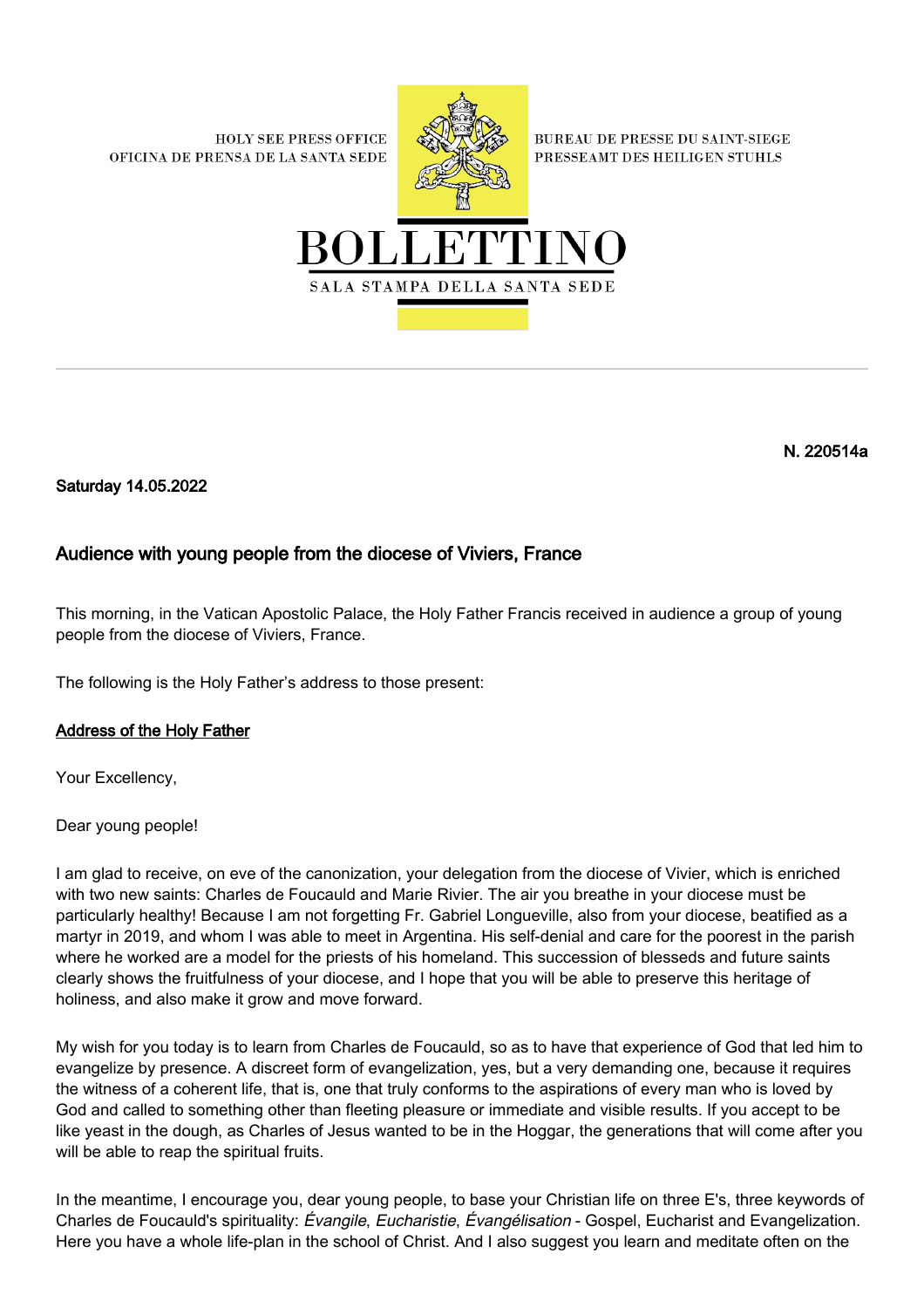HOLY SEE PRESS OFFICE
OFICINA DE PRENSA DE LA SANTA SEDE

BUREAU DE PRESSE DU SAINT-SIEGE
PRESSEAMT DES HEILIGEN STUHLS

# BOLLETTINO

SALA STAMPA DELLA SANTA SEDE

**N. 220514a**

**Saturday 14.05.2022**

## Audience with young people from the diocese of Viviers, France

This morning, in the Vatican Apostolic Palace, the Holy Father Francis received in audience a group of young people from the diocese of Viviers, France.

The following is the Holy Father's address to those present:

### Address of the Holy Father

Your Excellency,

Dear young people!

I am glad to receive, on eve of the canonization, your delegation from the diocese of Vivier, which is enriched with two new saints: Charles de Foucauld and Marie Rivier. The air you breathe in your diocese must be particularly healthy! Because I am not forgetting Fr. Gabriel Longueville, also from your diocese, beatified as a martyr in 2019, and whom I was able to meet in Argentina. His self-denial and care for the poorest in the parish where he worked are a model for the priests of his homeland. This succession of blesseds and future saints clearly shows the fruitfulness of your diocese, and I hope that you will be able to preserve this heritage of holiness, and also make it grow and move forward.

My wish for you today is to learn from Charles de Foucauld, so as to have that experience of God that led him to evangelize by presence. A discreet form of evangelization, yes, but a very demanding one, because it requires the witness of a coherent life, that is, one that truly conforms to the aspirations of every man who is loved by God and called to something other than fleeting pleasure or immediate and visible results. If you accept to be like yeast in the dough, as Charles of Jesus wanted to be in the Hoggar, the generations that will come after you will be able to reap the spiritual fruits.

In the meantime, I encourage you, dear young people, to base your Christian life on three E's, three keywords of Charles de Foucauld's spirituality: *Évangile*, *Eucharistie*, *Évangélisation* - Gospel, Eucharist and Evangelization. Here you have a whole life-plan in the school of Christ. And I also suggest you learn and meditate often on the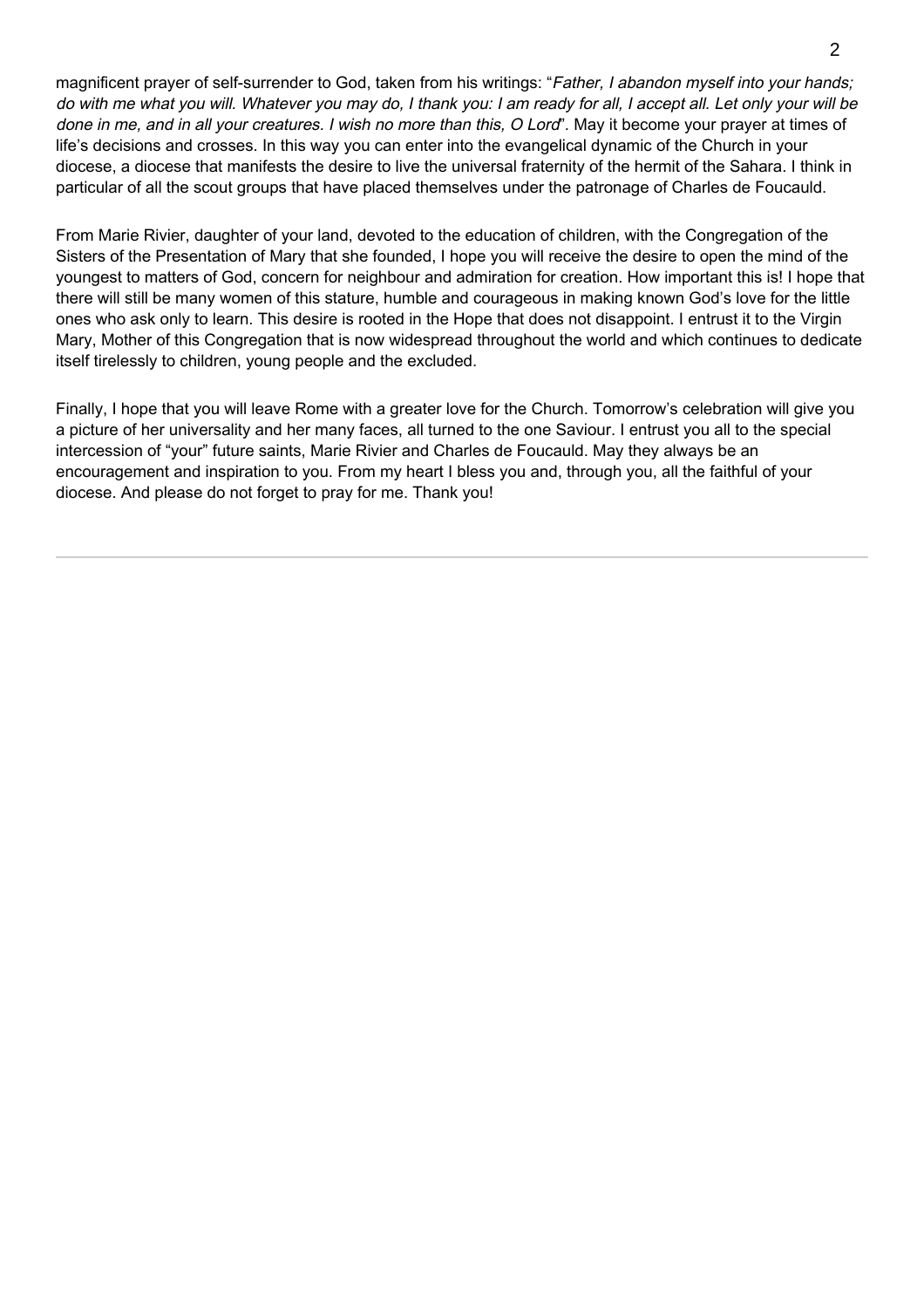magnificent prayer of self-surrender to God, taken from his writings: "*Father, I abandon myself into your hands; do with me what you will. Whatever you may do, I thank you: I am ready for all, I accept all. Let only your will be done in me, and in all your creatures. I wish no more than this, O Lord*". May it become your prayer at times of life's decisions and crosses. In this way you can enter into the evangelical dynamic of the Church in your diocese, a diocese that manifests the desire to live the universal fraternity of the hermit of the Sahara. I think in particular of all the scout groups that have placed themselves under the patronage of Charles de Foucauld.

From Marie Rivier, daughter of your land, devoted to the education of children, with the Congregation of the Sisters of the Presentation of Mary that she founded, I hope you will receive the desire to open the mind of the youngest to matters of God, concern for neighbour and admiration for creation. How important this is! I hope that there will still be many women of this stature, humble and courageous in making known God's love for the little ones who ask only to learn. This desire is rooted in the Hope that does not disappoint. I entrust it to the Virgin Mary, Mother of this Congregation that is now widespread throughout the world and which continues to dedicate itself tirelessly to children, young people and the excluded.

Finally, I hope that you will leave Rome with a greater love for the Church. Tomorrow's celebration will give you a picture of her universality and her many faces, all turned to the one Saviour. I entrust you all to the special intercession of "your" future saints, Marie Rivier and Charles de Foucauld. May they always be an encouragement and inspiration to you. From my heart I bless you and, through you, all the faithful of your diocese. And please do not forget to pray for me. Thank you!